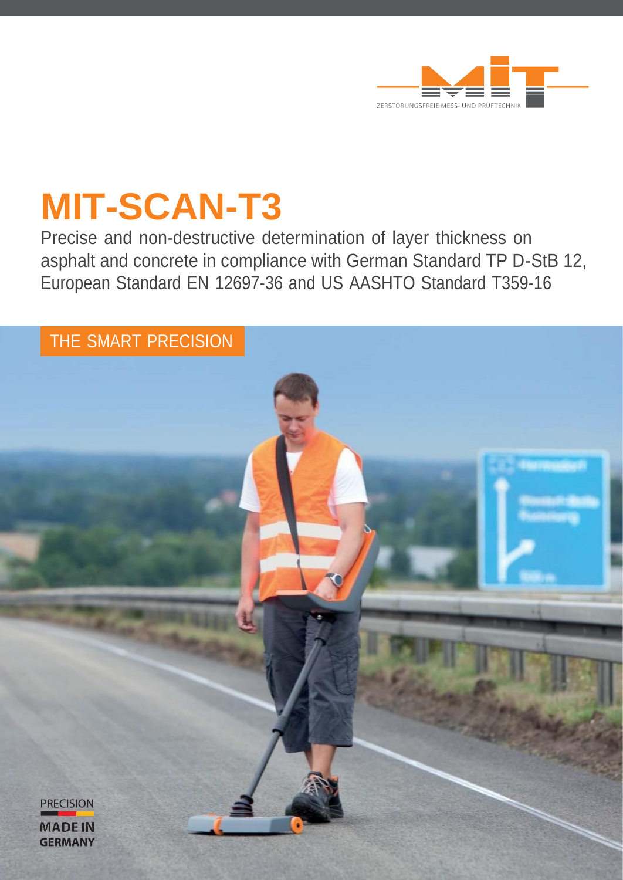ZERSTÖRUNGSFREIE MESS- UND PRÜFTECHNIK

# MIT-SCAN-T3

Precise and non-destructive determination of layer thickness on asphalt and concrete in compliance with German Standard TP D-StB 12, European Standard EN 12697-36 and US AASHTO Standard T359-16

THE SMART PRECISION

PRECISION MADE IN GERMANY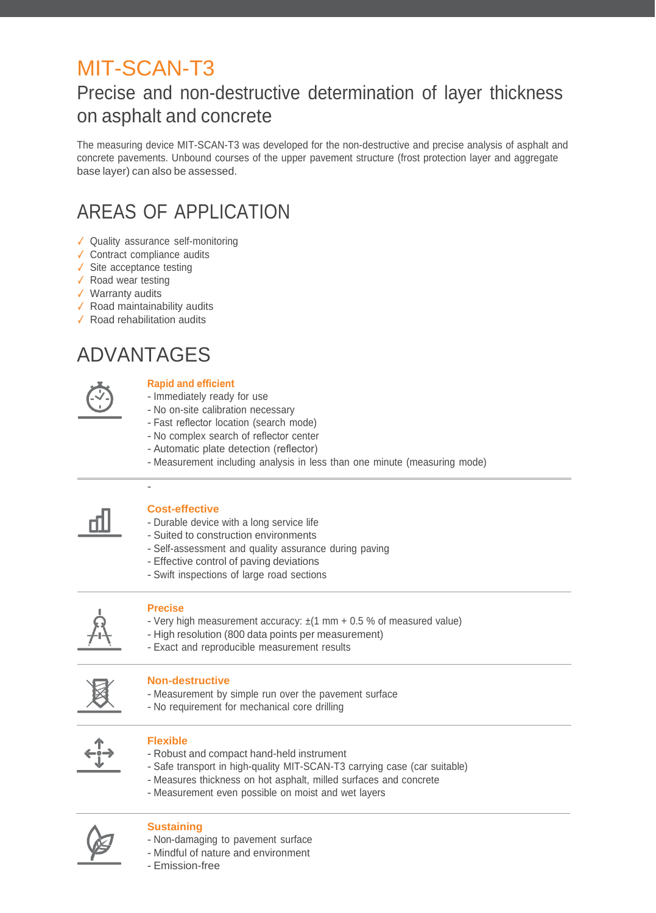# MIT-SCAN-T3

## Precise and non-destructive determination of layer thickness on asphalt and concrete

The measuring device MIT-SCAN-T3 was developed for the non-destructive and precise analysis of asphalt and concrete pavements. Unbound courses of the upper pavement structure (frost protection layer and aggregate base layer) can also be assessed.

## AREAS OF APPLICATION

- ✓ Quality assurance self-monitoring
- ✓ Contract compliance audits
- ✓ Site acceptance testing
- ✓ Road wear testing
- ✓ Warranty audits
- ✓ Road maintainability audits
- ✓ Road rehabilitation audits

## ADVANTAGES

**Rapid and efficient**
- Immediately ready for use
- No on-site calibration necessary
- Fast reflector location (search mode)
- No complex search of reflector center
- Automatic plate detection (reflector)
- Measurement including analysis in less than one minute (measuring mode)

-

**Cost-effective**
- Durable device with a long service life
- Suited to construction environments
- Self-assessment and quality assurance during paving
- Effective control of paving deviations
- Swift inspections of large road sections

**Precise**
- Very high measurement accuracy: ±(1 mm + 0.5 % of measured value)
- High resolution (800 data points per measurement)
- Exact and reproducible measurement results

**Non-destructive**
- Measurement by simple run over the pavement surface
- No requirement for mechanical core drilling

**Flexible**
- Robust and compact hand-held instrument
- Safe transport in high-quality MIT-SCAN-T3 carrying case (car suitable)
- Measures thickness on hot asphalt, milled surfaces and concrete
- Measurement even possible on moist and wet layers

**Sustaining**
- Non-damaging to pavement surface
- Mindful of nature and environment
- Emission-free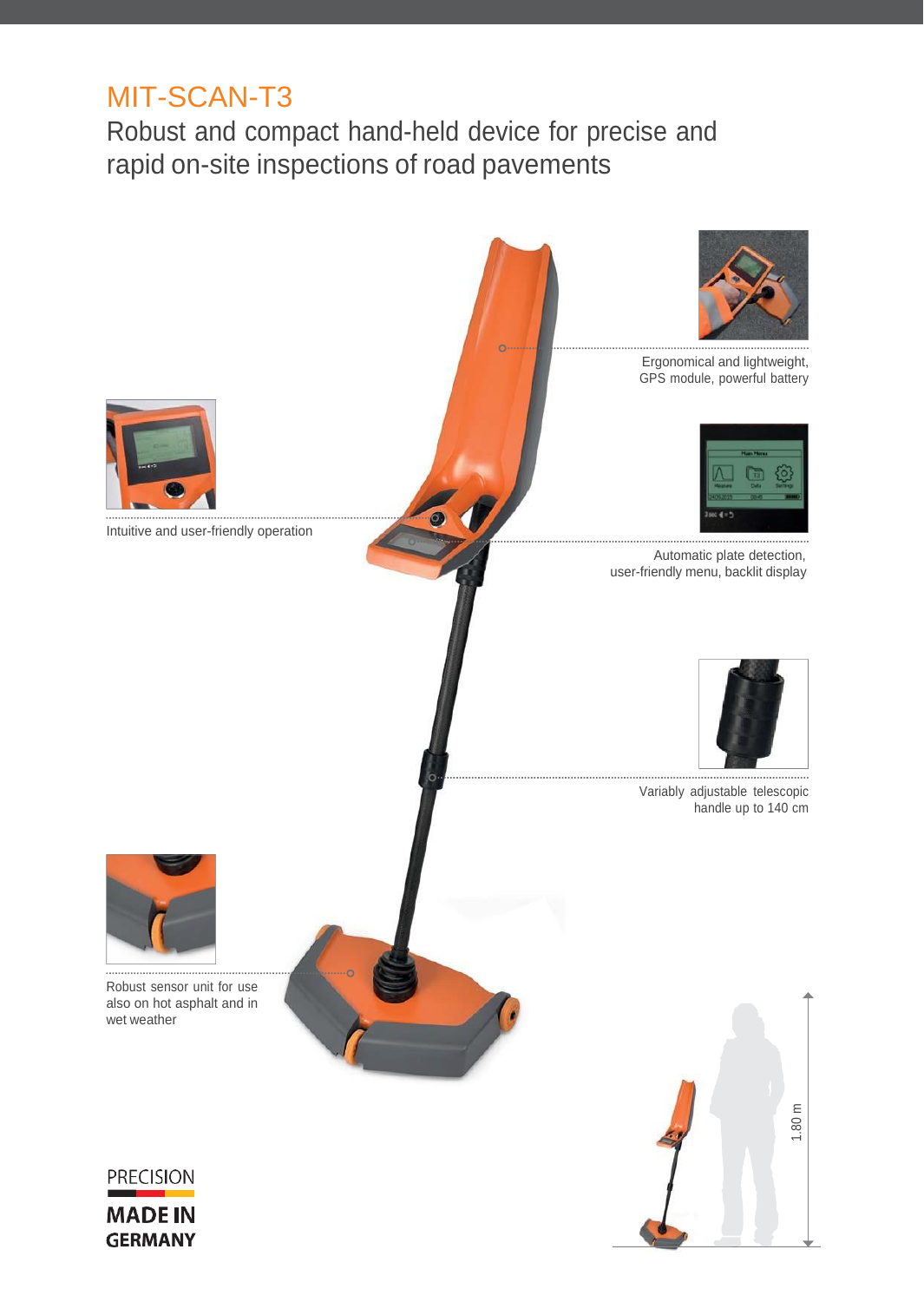# MIT-SCAN-T3

## Robust and compact hand-held device for precise and rapid on-site inspections of road pavements

Ergonomical and lightweight, GPS module, powerful battery

Intuitive and user-friendly operation

Automatic plate detection, user-friendly menu, backlit display

Variably adjustable telescopic handle up to 140 cm

Robust sensor unit for use also on hot asphalt and in wet weather

1.80 m

PRECISION

MADE IN GERMANY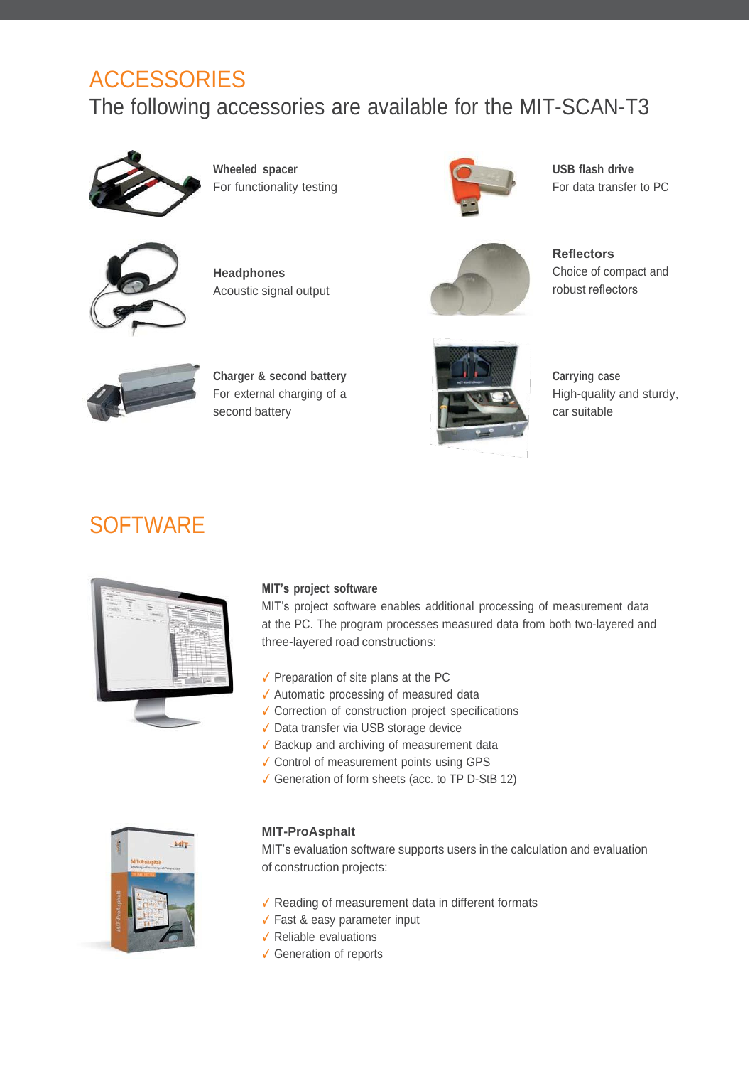# ACCESSORIES

The following accessories are available for the MIT-SCAN-T3

**Wheeled spacer**
For functionality testing

**Headphones**
Acoustic signal output

**Charger & second battery**
For external charging of a second battery

**USB flash drive**
For data transfer to PC

**Reflectors**
Choice of compact and robust reflectors

**Carrying case**
High-quality and sturdy, car suitable

# SOFTWARE

**MIT's project software**

MIT's project software enables additional processing of measurement data at the PC. The program processes measured data from both two-layered and three-layered road constructions:

- ✓ Preparation of site plans at the PC
- ✓ Automatic processing of measured data
- ✓ Correction of construction project specifications
- ✓ Data transfer via USB storage device
- ✓ Backup and archiving of measurement data
- ✓ Control of measurement points using GPS
- ✓ Generation of form sheets (acc. to TP D-StB 12)

**MIT-ProAsphalt**

MIT's evaluation software supports users in the calculation and evaluation of construction projects:

- ✓ Reading of measurement data in different formats
- ✓ Fast & easy parameter input
- ✓ Reliable evaluations
- ✓ Generation of reports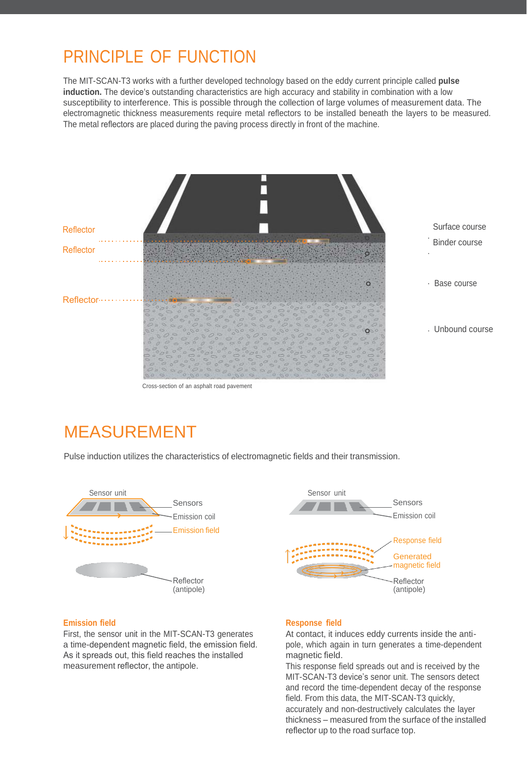# PRINCIPLE OF FUNCTION

The MIT-SCAN-T3 works with a further developed technology based on the eddy current principle called **pulse induction.** The device's outstanding characteristics are high accuracy and stability in combination with a low susceptibility to interference. This is possible through the collection of large volumes of measurement data. The electromagnetic thickness measurements require metal reflectors to be installed beneath the layers to be measured. The metal reflectors are placed during the paving process directly in front of the machine.

Reflector

Reflector

Reflector

Surface course

Binder course

Base course

Unbound course

Cross-section of an asphalt road pavement

# MEASUREMENT

Pulse induction utilizes the characteristics of electromagnetic fields and their transmission.

Sensor unit

Sensors

Emission coil

Emission field

Reflector (antipole)

Sensor unit

Sensors

Emission coil

Response field

Generated magnetic field

Reflector (antipole)

**Emission field**

First, the sensor unit in the MIT-SCAN-T3 generates a time-dependent magnetic field, the emission field. As it spreads out, this field reaches the installed measurement reflector, the antipole.

**Response field**

At contact, it induces eddy currents inside the anti-pole, which again in turn generates a time-dependent magnetic field.
This response field spreads out and is received by the MIT-SCAN-T3 device's senor unit. The sensors detect and record the time-dependent decay of the response field. From this data, the MIT-SCAN-T3 quickly, accurately and non-destructively calculates the layer thickness – measured from the surface of the installed reflector up to the road surface top.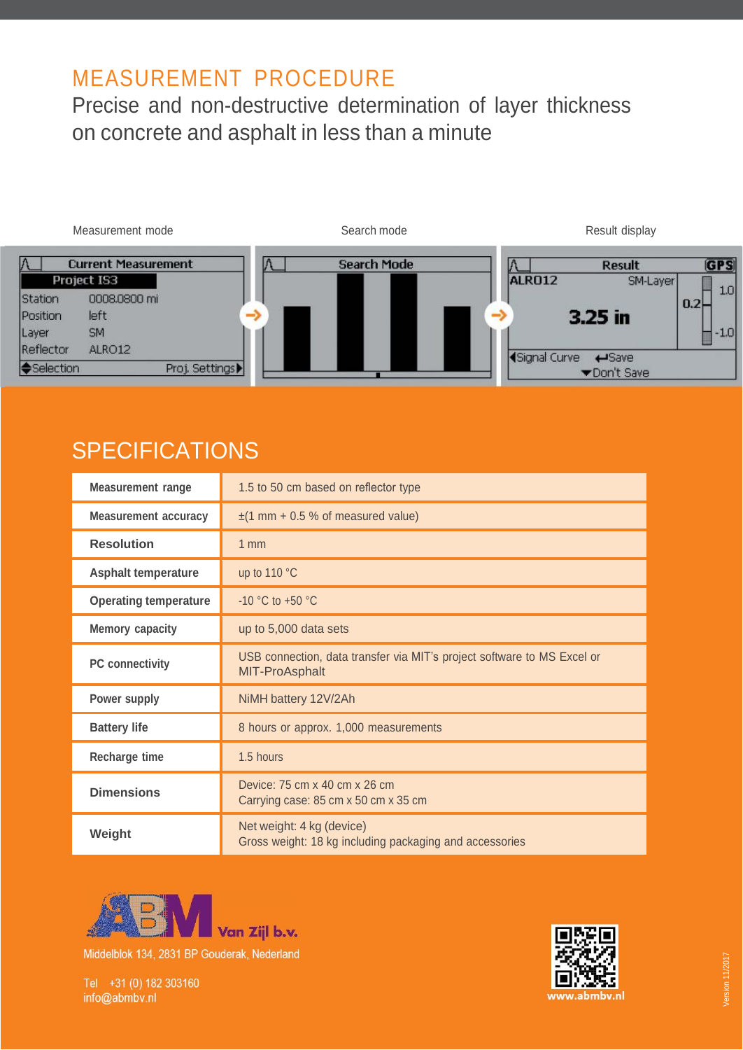## MEASUREMENT PROCEDURE

Precise and non-destructive determination of layer thickness on concrete and asphalt in less than a minute

Measurement mode

Search mode

Result display

## SPECIFICATIONS

| | |
|---|---|
| **Measurement range** | 1.5 to 50 cm based on reflector type |
| **Measurement accuracy** | ±(1 mm + 0.5 % of measured value) |
| **Resolution** | 1 mm |
| **Asphalt temperature** | up to 110 °C |
| **Operating temperature** | -10 °C to +50 °C |
| **Memory capacity** | up to 5,000 data sets |
| **PC connectivity** | USB connection, data transfer via MIT's project software to MS Excel or MIT-ProAsphalt |
| **Power supply** | NiMH battery 12V/2Ah |
| **Battery life** | 8 hours or approx. 1,000 measurements |
| **Recharge time** | 1.5 hours |
| **Dimensions** | Device: 75 cm x 40 cm x 26 cm<br>Carrying case: 85 cm x 50 cm x 35 cm |
| **Weight** | Net weight: 4 kg (device)<br>Gross weight: 18 kg including packaging and accessories |

ABM Van Zijl b.v.

Middelblok 134, 2831 BP Gouderak, Nederland

Tel +31 (0) 182 303160
info@abmbv.nl

www.abmbv.nl

Version 11/2017